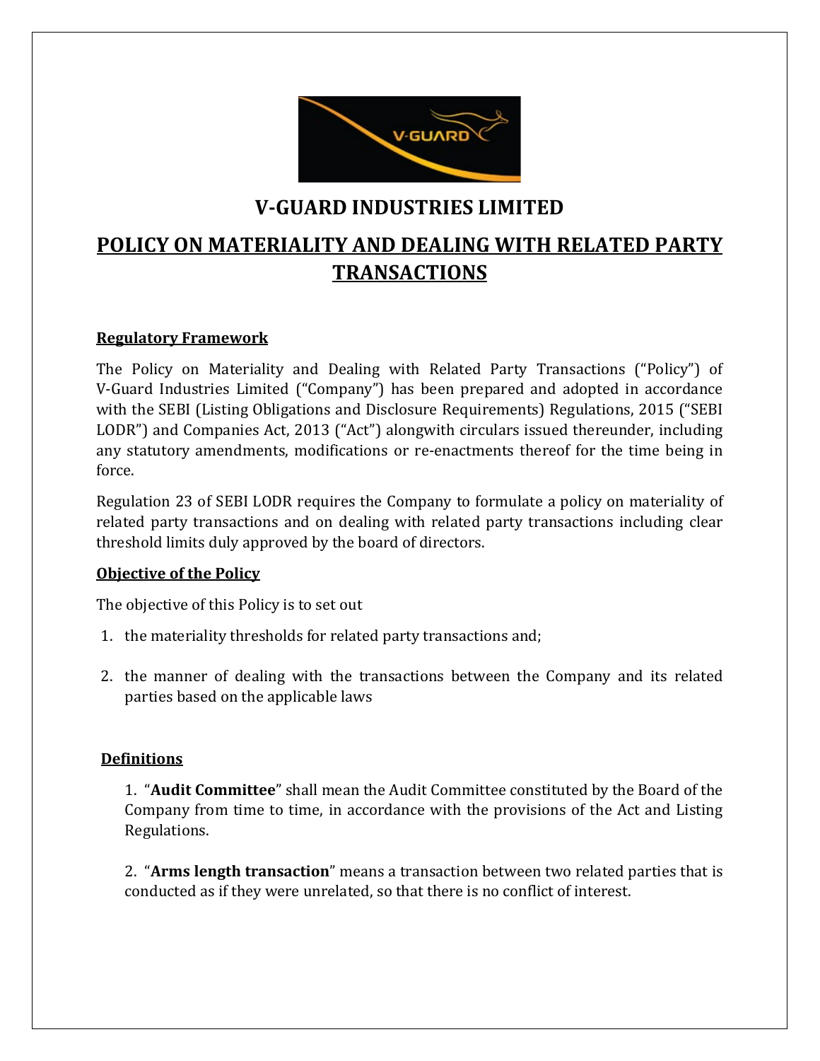# V-GUARD INDUSTRIES LIMITED

## POLICY ON MATERIALITY AND DEALING WITH RELATED PARTY TRANSACTIONS

### Regulatory Framework

The Policy on Materiality and Dealing with Related Party Transactions ("Policy") of V-Guard Industries Limited ("Company") has been prepared and adopted in accordance with the SEBI (Listing Obligations and Disclosure Requirements) Regulations, 2015 ("SEBI LODR") and Companies Act, 2013 ("Act") alongwith circulars issued thereunder, including any statutory amendments, modifications or re-enactments thereof for the time being in force.

Regulation 23 of SEBI LODR requires the Company to formulate a policy on materiality of related party transactions and on dealing with related party transactions including clear threshold limits duly approved by the board of directors.

### Objective of the Policy

The objective of this Policy is to set out

1. the materiality thresholds for related party transactions and;
2. the manner of dealing with the transactions between the Company and its related parties based on the applicable laws

### Definitions

1. "**Audit Committee**" shall mean the Audit Committee constituted by the Board of the Company from time to time, in accordance with the provisions of the Act and Listing Regulations.

2. "**Arms length transaction**" means a transaction between two related parties that is conducted as if they were unrelated, so that there is no conflict of interest.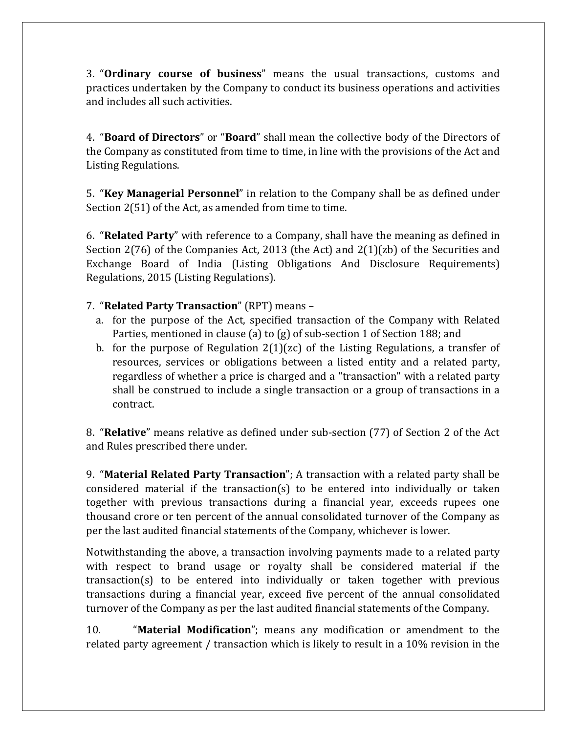3. "**Ordinary course of business**" means the usual transactions, customs and practices undertaken by the Company to conduct its business operations and activities and includes all such activities.

4. "**Board of Directors**" or "**Board**" shall mean the collective body of the Directors of the Company as constituted from time to time, in line with the provisions of the Act and Listing Regulations.

5. "**Key Managerial Personnel**" in relation to the Company shall be as defined under Section 2(51) of the Act, as amended from time to time.

6. "**Related Party**" with reference to a Company, shall have the meaning as defined in Section 2(76) of the Companies Act, 2013 (the Act) and 2(1)(zb) of the Securities and Exchange Board of India (Listing Obligations And Disclosure Requirements) Regulations, 2015 (Listing Regulations).

7. "**Related Party Transaction**" (RPT) means –

   a. for the purpose of the Act, specified transaction of the Company with Related Parties, mentioned in clause (a) to (g) of sub-section 1 of Section 188; and
   b. for the purpose of Regulation 2(1)(zc) of the Listing Regulations, a transfer of resources, services or obligations between a listed entity and a related party, regardless of whether a price is charged and a "transaction" with a related party shall be construed to include a single transaction or a group of transactions in a contract.

8. "**Relative**" means relative as defined under sub-section (77) of Section 2 of the Act and Rules prescribed there under.

9. "**Material Related Party Transaction**"; A transaction with a related party shall be considered material if the transaction(s) to be entered into individually or taken together with previous transactions during a financial year, exceeds rupees one thousand crore or ten percent of the annual consolidated turnover of the Company as per the last audited financial statements of the Company, whichever is lower.

Notwithstanding the above, a transaction involving payments made to a related party with respect to brand usage or royalty shall be considered material if the transaction(s) to be entered into individually or taken together with previous transactions during a financial year, exceed five percent of the annual consolidated turnover of the Company as per the last audited financial statements of the Company.

10. "**Material Modification**"; means any modification or amendment to the related party agreement / transaction which is likely to result in a 10% revision in the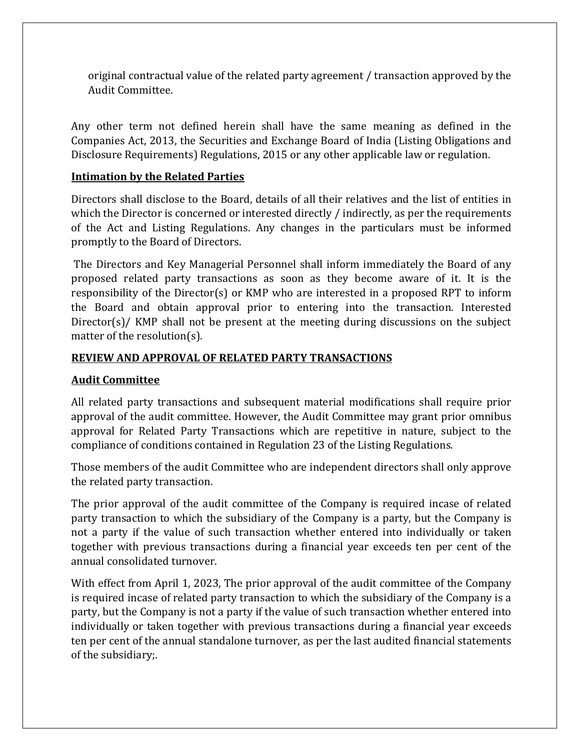original contractual value of the related party agreement / transaction approved by the Audit Committee.

Any other term not defined herein shall have the same meaning as defined in the Companies Act, 2013, the Securities and Exchange Board of India (Listing Obligations and Disclosure Requirements) Regulations, 2015 or any other applicable law or regulation.

**Intimation by the Related Parties**

Directors shall disclose to the Board, details of all their relatives and the list of entities in which the Director is concerned or interested directly / indirectly, as per the requirements of the Act and Listing Regulations. Any changes in the particulars must be informed promptly to the Board of Directors.

The Directors and Key Managerial Personnel shall inform immediately the Board of any proposed related party transactions as soon as they become aware of it. It is the responsibility of the Director(s) or KMP who are interested in a proposed RPT to inform the Board and obtain approval prior to entering into the transaction. Interested Director(s)/ KMP shall not be present at the meeting during discussions on the subject matter of the resolution(s).

**REVIEW AND APPROVAL OF RELATED PARTY TRANSACTIONS**

**Audit Committee**

All related party transactions and subsequent material modifications shall require prior approval of the audit committee. However, the Audit Committee may grant prior omnibus approval for Related Party Transactions which are repetitive in nature, subject to the compliance of conditions contained in Regulation 23 of the Listing Regulations.

Those members of the audit Committee who are independent directors shall only approve the related party transaction.

The prior approval of the audit committee of the Company is required incase of related party transaction to which the subsidiary of the Company is a party, but the Company is not a party if the value of such transaction whether entered into individually or taken together with previous transactions during a financial year exceeds ten per cent of the annual consolidated turnover.

With effect from April 1, 2023, The prior approval of the audit committee of the Company is required incase of related party transaction to which the subsidiary of the Company is a party, but the Company is not a party if the value of such transaction whether entered into individually or taken together with previous transactions during a financial year exceeds ten per cent of the annual standalone turnover, as per the last audited financial statements of the subsidiary;.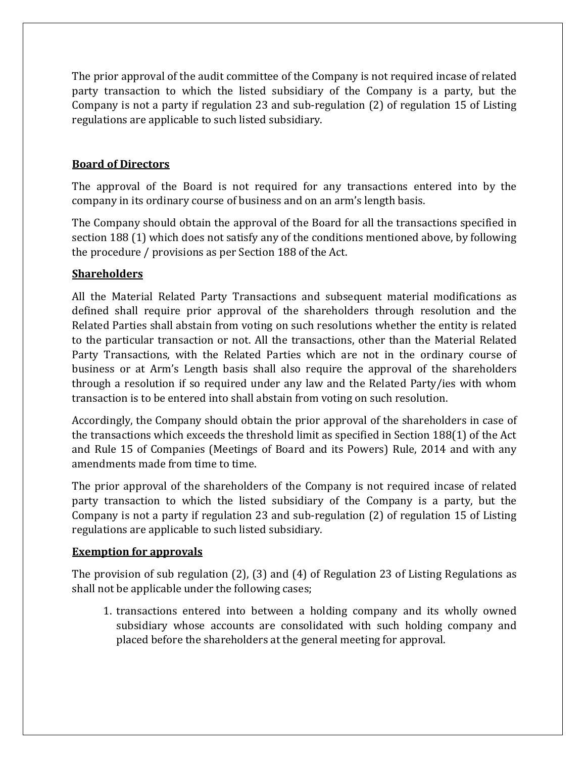The prior approval of the audit committee of the Company is not required incase of related party transaction to which the listed subsidiary of the Company is a party, but the Company is not a party if regulation 23 and sub-regulation (2) of regulation 15 of Listing regulations are applicable to such listed subsidiary.

**Board of Directors**

The approval of the Board is not required for any transactions entered into by the company in its ordinary course of business and on an arm's length basis.

The Company should obtain the approval of the Board for all the transactions specified in section 188 (1) which does not satisfy any of the conditions mentioned above, by following the procedure / provisions as per Section 188 of the Act.

**Shareholders**

All the Material Related Party Transactions and subsequent material modifications as defined shall require prior approval of the shareholders through resolution and the Related Parties shall abstain from voting on such resolutions whether the entity is related to the particular transaction or not. All the transactions, other than the Material Related Party Transactions, with the Related Parties which are not in the ordinary course of business or at Arm's Length basis shall also require the approval of the shareholders through a resolution if so required under any law and the Related Party/ies with whom transaction is to be entered into shall abstain from voting on such resolution.

Accordingly, the Company should obtain the prior approval of the shareholders in case of the transactions which exceeds the threshold limit as specified in Section 188(1) of the Act and Rule 15 of Companies (Meetings of Board and its Powers) Rule, 2014 and with any amendments made from time to time.

The prior approval of the shareholders of the Company is not required incase of related party transaction to which the listed subsidiary of the Company is a party, but the Company is not a party if regulation 23 and sub-regulation (2) of regulation 15 of Listing regulations are applicable to such listed subsidiary.

**Exemption for approvals**

The provision of sub regulation (2), (3) and (4) of Regulation 23 of Listing Regulations as shall not be applicable under the following cases;

1. transactions entered into between a holding company and its wholly owned subsidiary whose accounts are consolidated with such holding company and placed before the shareholders at the general meeting for approval.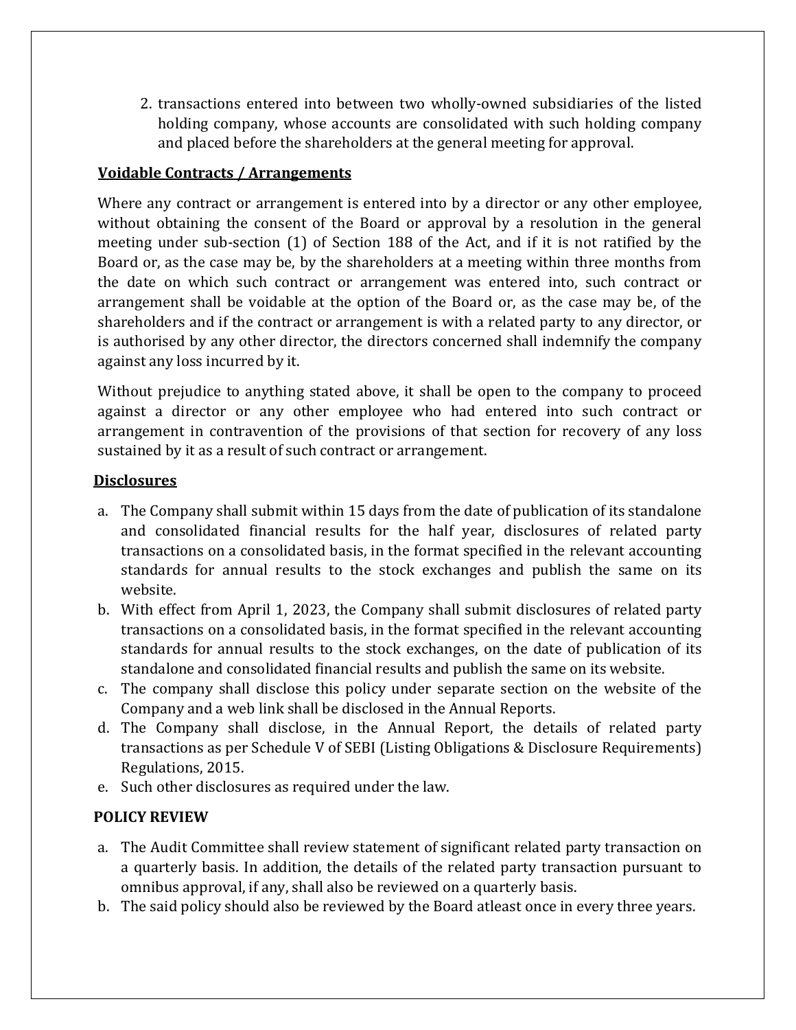2. transactions entered into between two wholly-owned subsidiaries of the listed holding company, whose accounts are consolidated with such holding company and placed before the shareholders at the general meeting for approval.

**Voidable Contracts / Arrangements**

Where any contract or arrangement is entered into by a director or any other employee, without obtaining the consent of the Board or approval by a resolution in the general meeting under sub-section (1) of Section 188 of the Act, and if it is not ratified by the Board or, as the case may be, by the shareholders at a meeting within three months from the date on which such contract or arrangement was entered into, such contract or arrangement shall be voidable at the option of the Board or, as the case may be, of the shareholders and if the contract or arrangement is with a related party to any director, or is authorised by any other director, the directors concerned shall indemnify the company against any loss incurred by it.

Without prejudice to anything stated above, it shall be open to the company to proceed against a director or any other employee who had entered into such contract or arrangement in contravention of the provisions of that section for recovery of any loss sustained by it as a result of such contract or arrangement.

**Disclosures**

a. The Company shall submit within 15 days from the date of publication of its standalone and consolidated financial results for the half year, disclosures of related party transactions on a consolidated basis, in the format specified in the relevant accounting standards for annual results to the stock exchanges and publish the same on its website.
b. With effect from April 1, 2023, the Company shall submit disclosures of related party transactions on a consolidated basis, in the format specified in the relevant accounting standards for annual results to the stock exchanges, on the date of publication of its standalone and consolidated financial results and publish the same on its website.
c. The company shall disclose this policy under separate section on the website of the Company and a web link shall be disclosed in the Annual Reports.
d. The Company shall disclose, in the Annual Report, the details of related party transactions as per Schedule V of SEBI (Listing Obligations & Disclosure Requirements) Regulations, 2015.
e. Such other disclosures as required under the law.

**POLICY REVIEW**

a. The Audit Committee shall review statement of significant related party transaction on a quarterly basis. In addition, the details of the related party transaction pursuant to omnibus approval, if any, shall also be reviewed on a quarterly basis.
b. The said policy should also be reviewed by the Board atleast once in every three years.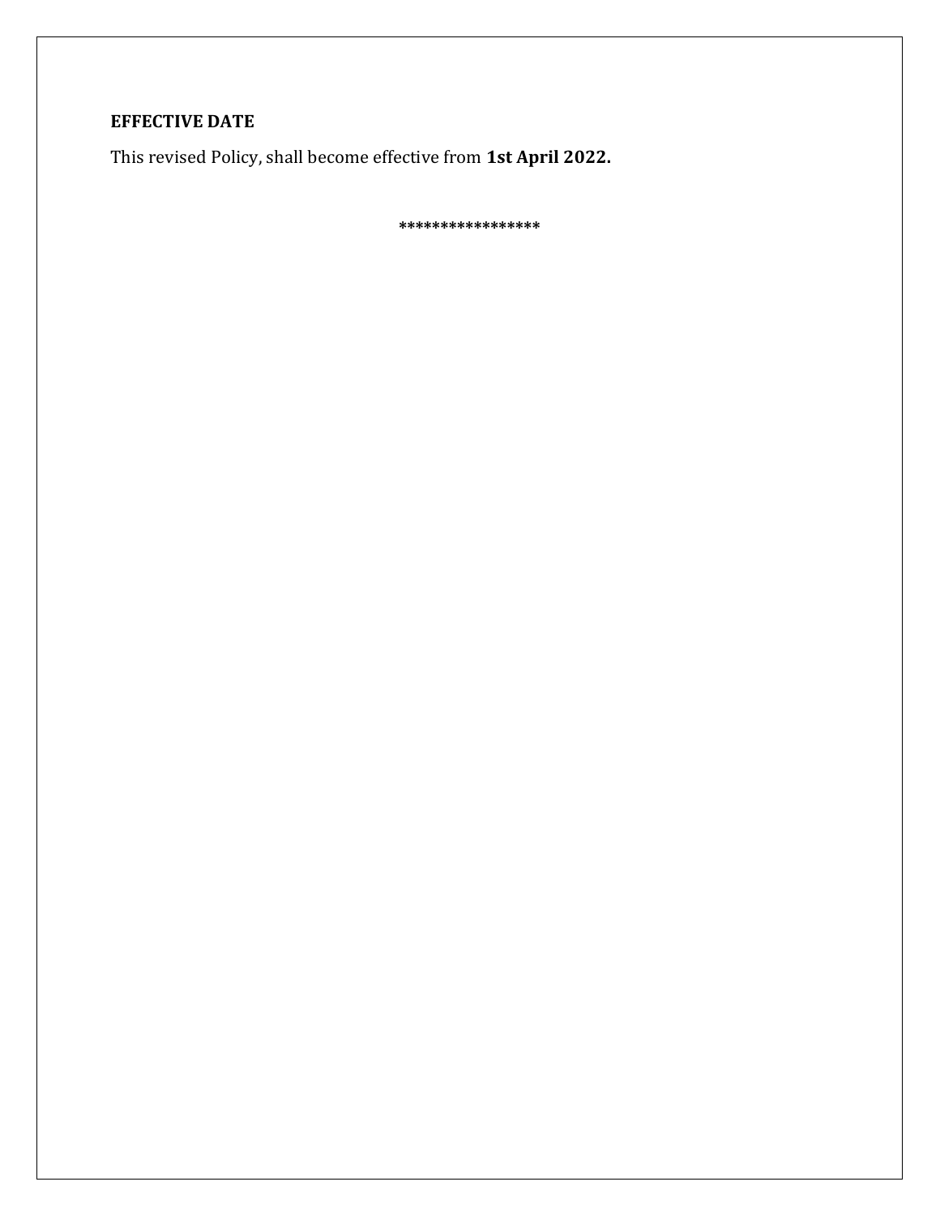**EFFECTIVE DATE**

This revised Policy, shall become effective from **1st April 2022.**

*****************